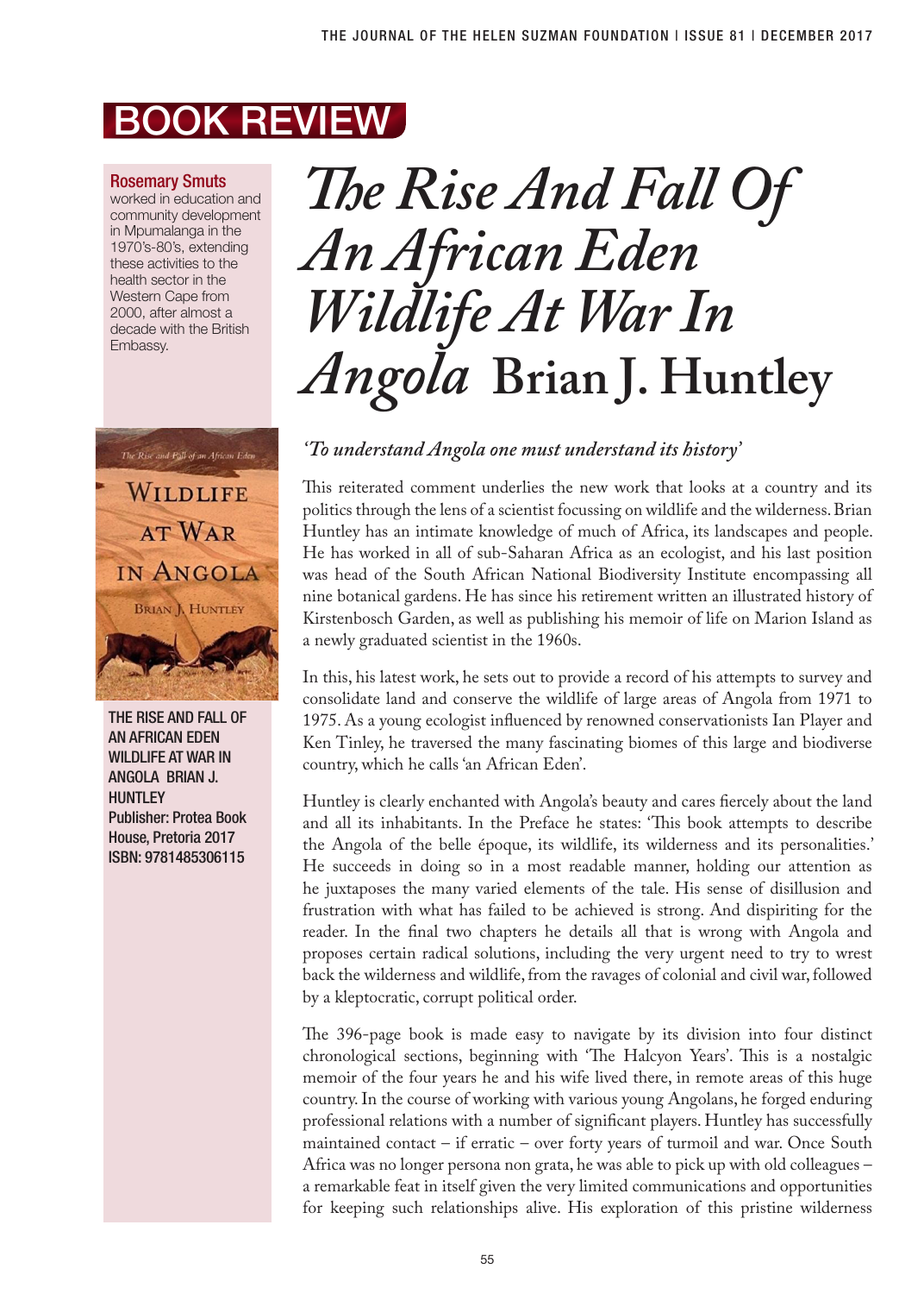# BOOK REVIEW

**Rosemary Smuts** worked in education and community development in Mpumalanga in the 1970's-80's, extending these activities to the health sector in the Western Cape from 2000, after almost a decade with the British Embassy.

**THE RISE AND FALL OF AN AFRICAN EDEN WILDLIFE AT WAR IN ANGOLA BRIAN J. HUNTLEY**
**Publisher: Protea Book House, Pretoria 2017**
**ISBN: 9781485306115**

# *The Rise And Fall Of An African Eden Wildlife At War In Angola* Brian J. Huntley

*'To understand Angola one must understand its history'*

This reiterated comment underlies the new work that looks at a country and its politics through the lens of a scientist focussing on wildlife and the wilderness. Brian Huntley has an intimate knowledge of much of Africa, its landscapes and people. He has worked in all of sub-Saharan Africa as an ecologist, and his last position was head of the South African National Biodiversity Institute encompassing all nine botanical gardens. He has since his retirement written an illustrated history of Kirstenbosch Garden, as well as publishing his memoir of life on Marion Island as a newly graduated scientist in the 1960s.

In this, his latest work, he sets out to provide a record of his attempts to survey and consolidate land and conserve the wildlife of large areas of Angola from 1971 to 1975. As a young ecologist influenced by renowned conservationists Ian Player and Ken Tinley, he traversed the many fascinating biomes of this large and biodiverse country, which he calls 'an African Eden'.

Huntley is clearly enchanted with Angola's beauty and cares fiercely about the land and all its inhabitants. In the Preface he states: 'This book attempts to describe the Angola of the belle époque, its wildlife, its wilderness and its personalities.' He succeeds in doing so in a most readable manner, holding our attention as he juxtaposes the many varied elements of the tale. His sense of disillusion and frustration with what has failed to be achieved is strong. And dispiriting for the reader. In the final two chapters he details all that is wrong with Angola and proposes certain radical solutions, including the very urgent need to try to wrest back the wilderness and wildlife, from the ravages of colonial and civil war, followed by a kleptocratic, corrupt political order.

The 396-page book is made easy to navigate by its division into four distinct chronological sections, beginning with 'The Halcyon Years'. This is a nostalgic memoir of the four years he and his wife lived there, in remote areas of this huge country. In the course of working with various young Angolans, he forged enduring professional relations with a number of significant players. Huntley has successfully maintained contact – if erratic – over forty years of turmoil and war. Once South Africa was no longer persona non grata, he was able to pick up with old colleagues – a remarkable feat in itself given the very limited communications and opportunities for keeping such relationships alive. His exploration of this pristine wilderness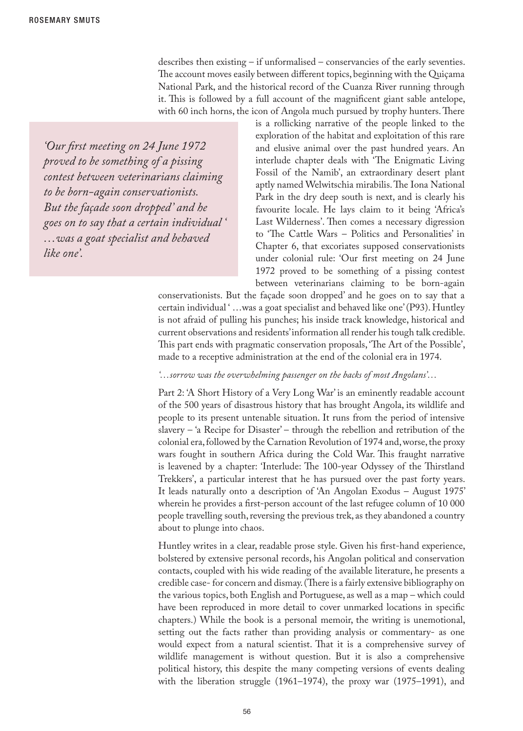describes then existing – if unformalised – conservancies of the early seventies. The account moves easily between different topics, beginning with the Quiçama National Park, and the historical record of the Cuanza River running through it. This is followed by a full account of the magnificent giant sable antelope, with 60 inch horns, the icon of Angola much pursued by trophy hunters. There is a rollicking narrative of the people linked to the exploration of the habitat and exploitation of this rare and elusive animal over the past hundred years. An interlude chapter deals with 'The Enigmatic Living Fossil of the Namib', an extraordinary desert plant aptly named Welwitschia mirabilis. The Iona National Park in the dry deep south is next, and is clearly his favourite locale. He lays claim to it being 'Africa's Last Wilderness'. Then comes a necessary digression to 'The Cattle Wars – Politics and Personalities' in Chapter 6, that excoriates supposed conservationists under colonial rule: 'Our first meeting on 24 June 1972 proved to be something of a pissing contest between veterinarians claiming to be born-again conservationists. But the façade soon dropped' and he goes on to say that a certain individual ' …was a goat specialist and behaved like one' (P93). Huntley is not afraid of pulling his punches; his inside track knowledge, historical and current observations and residents' information all render his tough talk credible. This part ends with pragmatic conservation proposals, 'The Art of the Possible', made to a receptive administration at the end of the colonial era in 1974.

> *'Our first meeting on 24 June 1972 proved to be something of a pissing contest between veterinarians claiming to be born-again conservationists. But the façade soon dropped' and he goes on to say that a certain individual ' …was a goat specialist and behaved like one'.*

*'…sorrow was the overwhelming passenger on the backs of most Angolans'…*

Part 2: 'A Short History of a Very Long War' is an eminently readable account of the 500 years of disastrous history that has brought Angola, its wildlife and people to its present untenable situation. It runs from the period of intensive slavery – 'a Recipe for Disaster' – through the rebellion and retribution of the colonial era, followed by the Carnation Revolution of 1974 and, worse, the proxy wars fought in southern Africa during the Cold War. This fraught narrative is leavened by a chapter: 'Interlude: The 100-year Odyssey of the Thirstland Trekkers', a particular interest that he has pursued over the past forty years. It leads naturally onto a description of 'An Angolan Exodus – August 1975' wherein he provides a first-person account of the last refugee column of 10 000 people travelling south, reversing the previous trek, as they abandoned a country about to plunge into chaos.

Huntley writes in a clear, readable prose style. Given his first-hand experience, bolstered by extensive personal records, his Angolan political and conservation contacts, coupled with his wide reading of the available literature, he presents a credible case- for concern and dismay. (There is a fairly extensive bibliography on the various topics, both English and Portuguese, as well as a map – which could have been reproduced in more detail to cover unmarked locations in specific chapters.) While the book is a personal memoir, the writing is unemotional, setting out the facts rather than providing analysis or commentary- as one would expect from a natural scientist. That it is a comprehensive survey of wildlife management is without question. But it is also a comprehensive political history, this despite the many competing versions of events dealing with the liberation struggle (1961–1974), the proxy war (1975–1991), and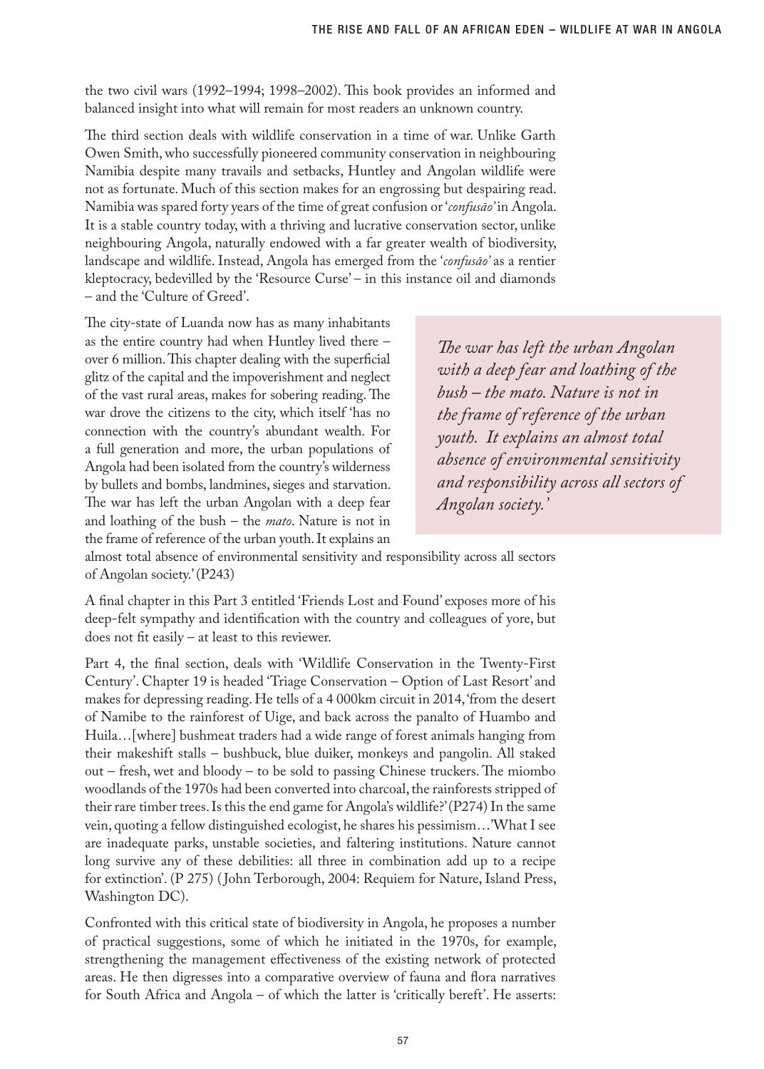the two civil wars (1992–1994; 1998–2002). This book provides an informed and balanced insight into what will remain for most readers an unknown country.

The third section deals with wildlife conservation in a time of war. Unlike Garth Owen Smith, who successfully pioneered community conservation in neighbouring Namibia despite many travails and setbacks, Huntley and Angolan wildlife were not as fortunate. Much of this section makes for an engrossing but despairing read. Namibia was spared forty years of the time of great confusion or '*confusão*' in Angola. It is a stable country today, with a thriving and lucrative conservation sector, unlike neighbouring Angola, naturally endowed with a far greater wealth of biodiversity, landscape and wildlife. Instead, Angola has emerged from the '*confusão*' as a rentier kleptocracy, bedevilled by the 'Resource Curse' – in this instance oil and diamonds – and the 'Culture of Greed'.

The city-state of Luanda now has as many inhabitants as the entire country had when Huntley lived there – over 6 million. This chapter dealing with the superficial glitz of the capital and the impoverishment and neglect of the vast rural areas, makes for sobering reading. The war drove the citizens to the city, which itself 'has no connection with the country's abundant wealth. For a full generation and more, the urban populations of Angola had been isolated from the country's wilderness by bullets and bombs, landmines, sieges and starvation. The war has left the urban Angolan with a deep fear and loathing of the bush – the *mato*. Nature is not in the frame of reference of the urban youth. It explains an almost total absence of environmental sensitivity and responsibility across all sectors of Angolan society.' (P243)

> *The war has left the urban Angolan with a deep fear and loathing of the bush – the mato. Nature is not in the frame of reference of the urban youth. It explains an almost total absence of environmental sensitivity and responsibility across all sectors of Angolan society.'*

A final chapter in this Part 3 entitled 'Friends Lost and Found' exposes more of his deep-felt sympathy and identification with the country and colleagues of yore, but does not fit easily – at least to this reviewer.

Part 4, the final section, deals with 'Wildlife Conservation in the Twenty-First Century'. Chapter 19 is headed 'Triage Conservation – Option of Last Resort' and makes for depressing reading. He tells of a 4 000km circuit in 2014, 'from the desert of Namibe to the rainforest of Uige, and back across the panalto of Huambo and Huila…[where] bushmeat traders had a wide range of forest animals hanging from their makeshift stalls – bushbuck, blue duiker, monkeys and pangolin. All staked out – fresh, wet and bloody – to be sold to passing Chinese truckers. The miombo woodlands of the 1970s had been converted into charcoal, the rainforests stripped of their rare timber trees. Is this the end game for Angola's wildlife?' (P274) In the same vein, quoting a fellow distinguished ecologist, he shares his pessimism…'What I see are inadequate parks, unstable societies, and faltering institutions. Nature cannot long survive any of these debilities: all three in combination add up to a recipe for extinction'. (P 275) (John Terborough, 2004: Requiem for Nature, Island Press, Washington DC).

Confronted with this critical state of biodiversity in Angola, he proposes a number of practical suggestions, some of which he initiated in the 1970s, for example, strengthening the management effectiveness of the existing network of protected areas. He then digresses into a comparative overview of fauna and flora narratives for South Africa and Angola – of which the latter is 'critically bereft'. He asserts: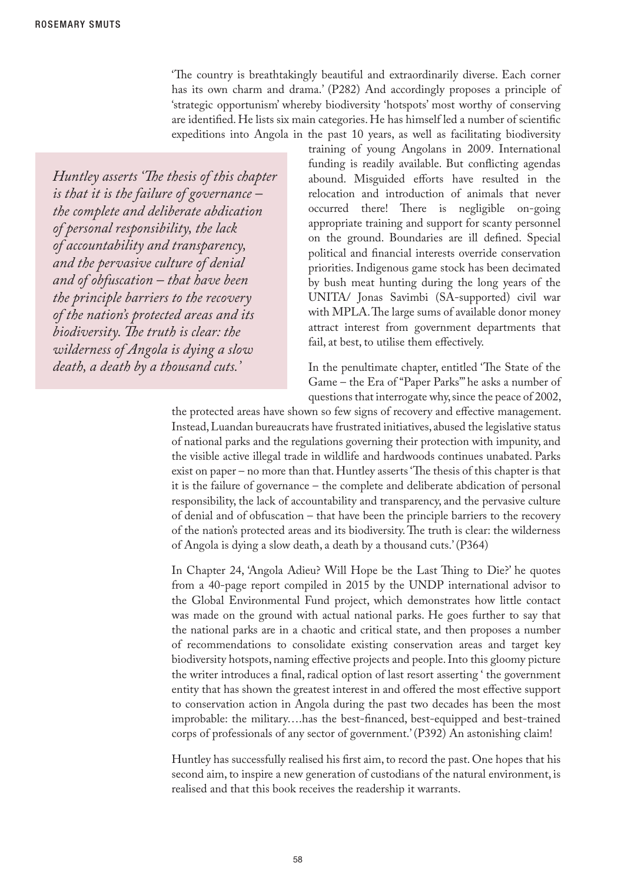'The country is breathtakingly beautiful and extraordinarily diverse. Each corner has its own charm and drama.' (P282) And accordingly proposes a principle of 'strategic opportunism' whereby biodiversity 'hotspots' most worthy of conserving are identified. He lists six main categories. He has himself led a number of scientific expeditions into Angola in the past 10 years, as well as facilitating biodiversity training of young Angolans in 2009. International funding is readily available. But conflicting agendas abound. Misguided efforts have resulted in the relocation and introduction of animals that never occurred there! There is negligible on-going appropriate training and support for scanty personnel on the ground. Boundaries are ill defined. Special political and financial interests override conservation priorities. Indigenous game stock has been decimated by bush meat hunting during the long years of the UNITA/ Jonas Savimbi (SA-supported) civil war with MPLA. The large sums of available donor money attract interest from government departments that fail, at best, to utilise them effectively.

*Huntley asserts 'The thesis of this chapter is that it is the failure of governance – the complete and deliberate abdication of personal responsibility, the lack of accountability and transparency, and the pervasive culture of denial and of obfuscation – that have been the principle barriers to the recovery of the nation's protected areas and its biodiversity. The truth is clear: the wilderness of Angola is dying a slow death, a death by a thousand cuts.'*

In the penultimate chapter, entitled 'The State of the Game – the Era of "Paper Parks"' he asks a number of questions that interrogate why, since the peace of 2002, the protected areas have shown so few signs of recovery and effective management. Instead, Luandan bureaucrats have frustrated initiatives, abused the legislative status of national parks and the regulations governing their protection with impunity, and the visible active illegal trade in wildlife and hardwoods continues unabated. Parks exist on paper – no more than that. Huntley asserts 'The thesis of this chapter is that it is the failure of governance – the complete and deliberate abdication of personal responsibility, the lack of accountability and transparency, and the pervasive culture of denial and of obfuscation – that have been the principle barriers to the recovery of the nation's protected areas and its biodiversity. The truth is clear: the wilderness of Angola is dying a slow death, a death by a thousand cuts.' (P364)

In Chapter 24, 'Angola Adieu? Will Hope be the Last Thing to Die?' he quotes from a 40-page report compiled in 2015 by the UNDP international advisor to the Global Environmental Fund project, which demonstrates how little contact was made on the ground with actual national parks. He goes further to say that the national parks are in a chaotic and critical state, and then proposes a number of recommendations to consolidate existing conservation areas and target key biodiversity hotspots, naming effective projects and people. Into this gloomy picture the writer introduces a final, radical option of last resort asserting ' the government entity that has shown the greatest interest in and offered the most effective support to conservation action in Angola during the past two decades has been the most improbable: the military….has the best-financed, best-equipped and best-trained corps of professionals of any sector of government.' (P392) An astonishing claim!

Huntley has successfully realised his first aim, to record the past. One hopes that his second aim, to inspire a new generation of custodians of the natural environment, is realised and that this book receives the readership it warrants.